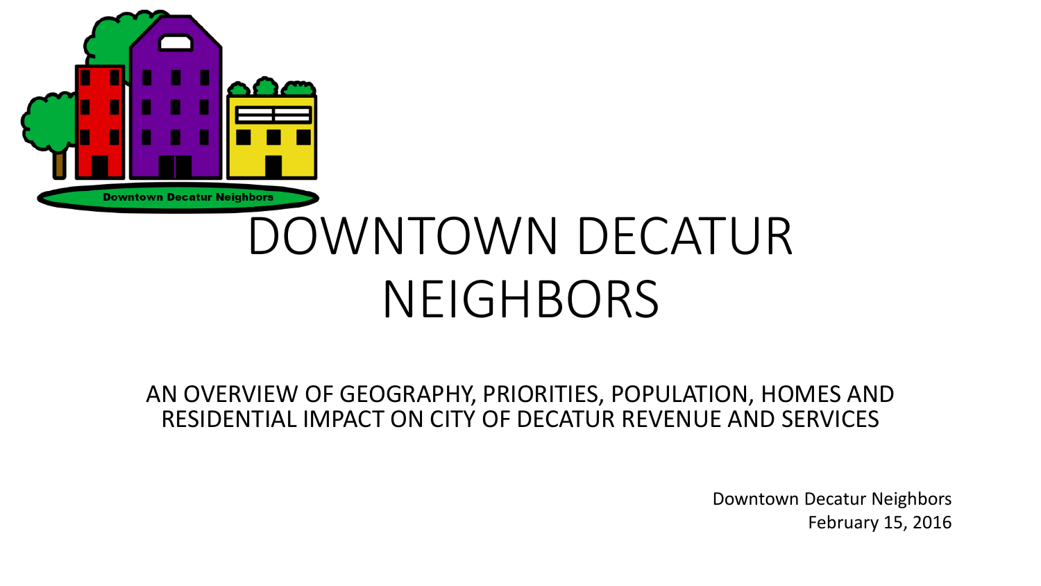# DOWNTOWN DECATUR NEIGHBORS

AN OVERVIEW OF GEOGRAPHY, PRIORITIES, POPULATION, HOMES AND RESIDENTIAL IMPACT ON CITY OF DECATUR REVENUE AND SERVICES

Downtown Decatur Neighbors
February 15, 2016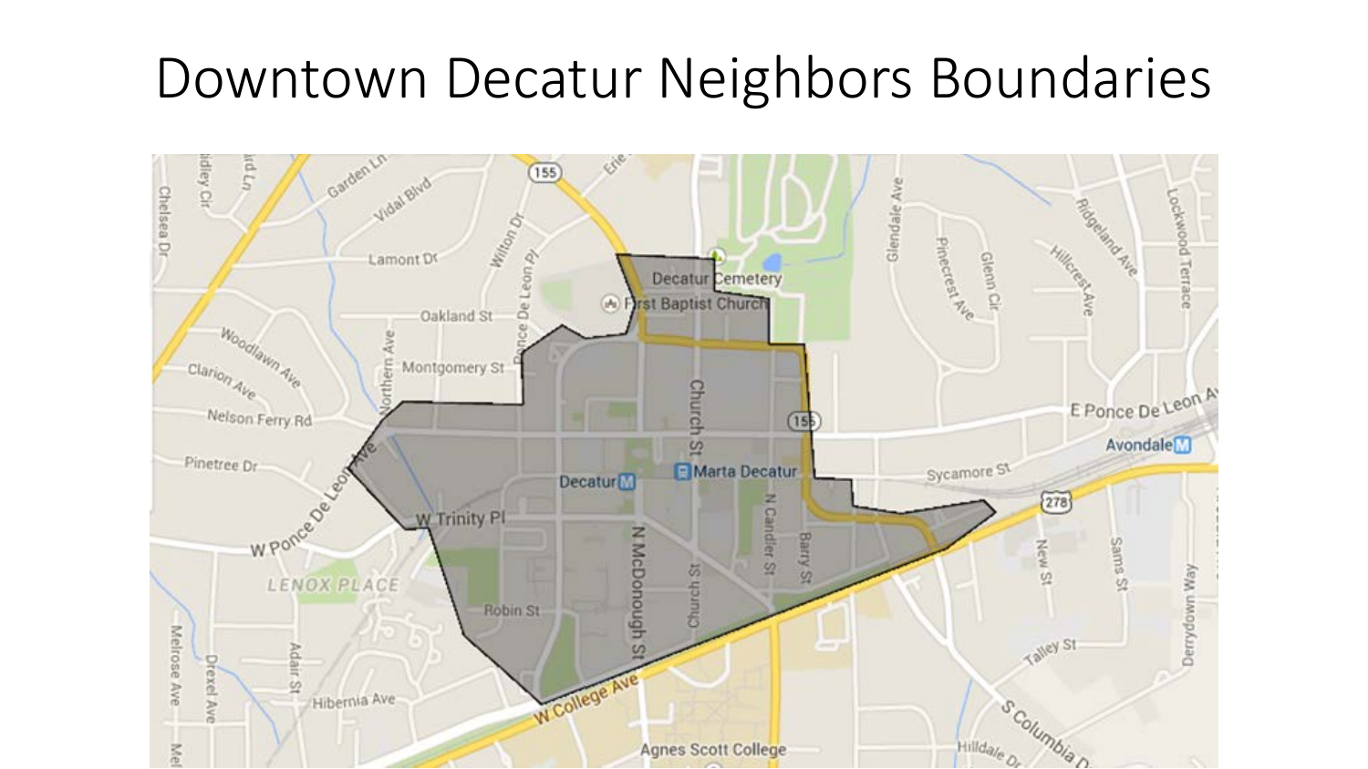# Downtown Decatur Neighbors Boundaries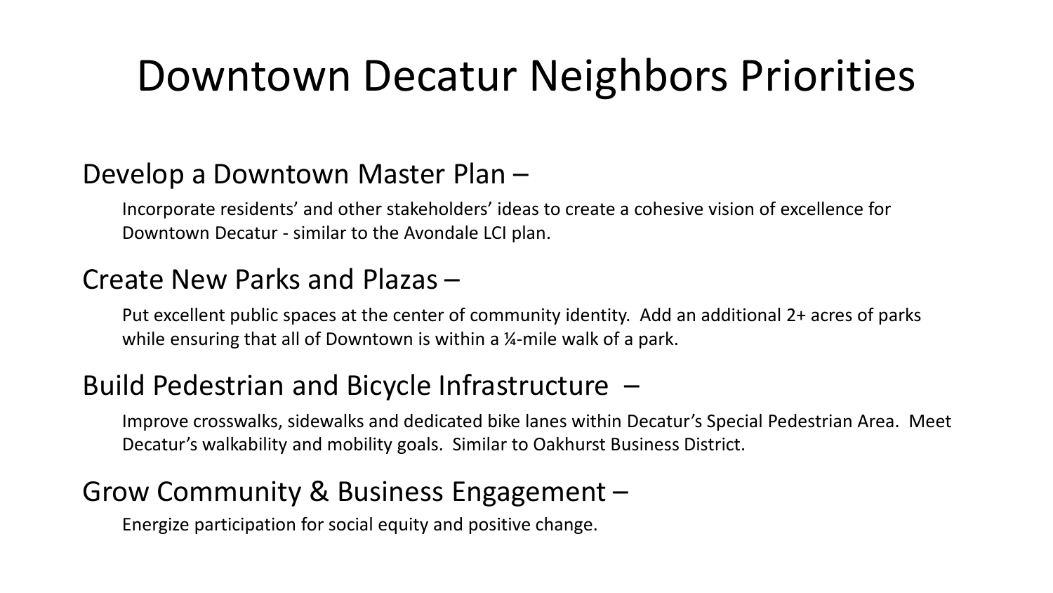# Downtown Decatur Neighbors Priorities

## Develop a Downtown Master Plan –

Incorporate residents' and other stakeholders' ideas to create a cohesive vision of excellence for Downtown Decatur - similar to the Avondale LCI plan.

## Create New Parks and Plazas –

Put excellent public spaces at the center of community identity. Add an additional 2+ acres of parks while ensuring that all of Downtown is within a ¼-mile walk of a park.

## Build Pedestrian and Bicycle Infrastructure –

Improve crosswalks, sidewalks and dedicated bike lanes within Decatur's Special Pedestrian Area. Meet Decatur's walkability and mobility goals. Similar to Oakhurst Business District.

## Grow Community & Business Engagement –

Energize participation for social equity and positive change.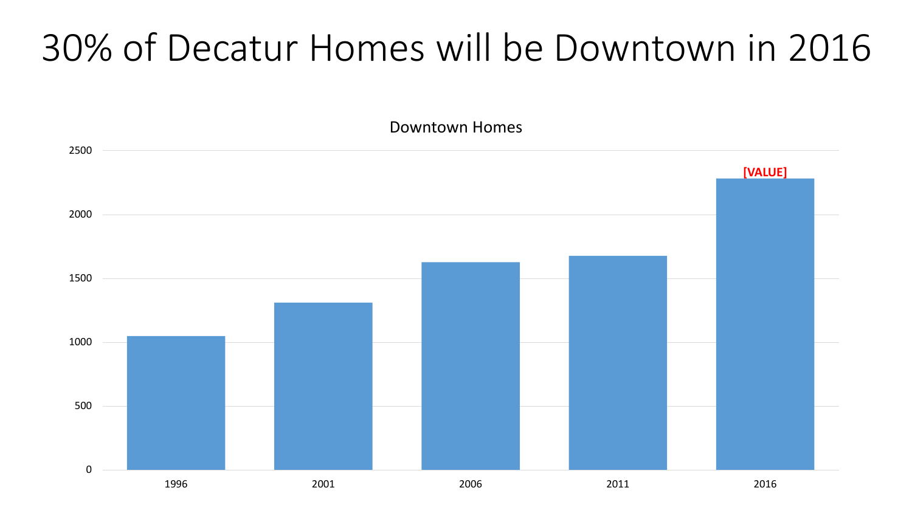# 30% of Decatur Homes will be Downtown in 2016

Downtown Homes

2500

2000

1500

1000

500

0

[VALUE]

1996 2001 2006 2011 2016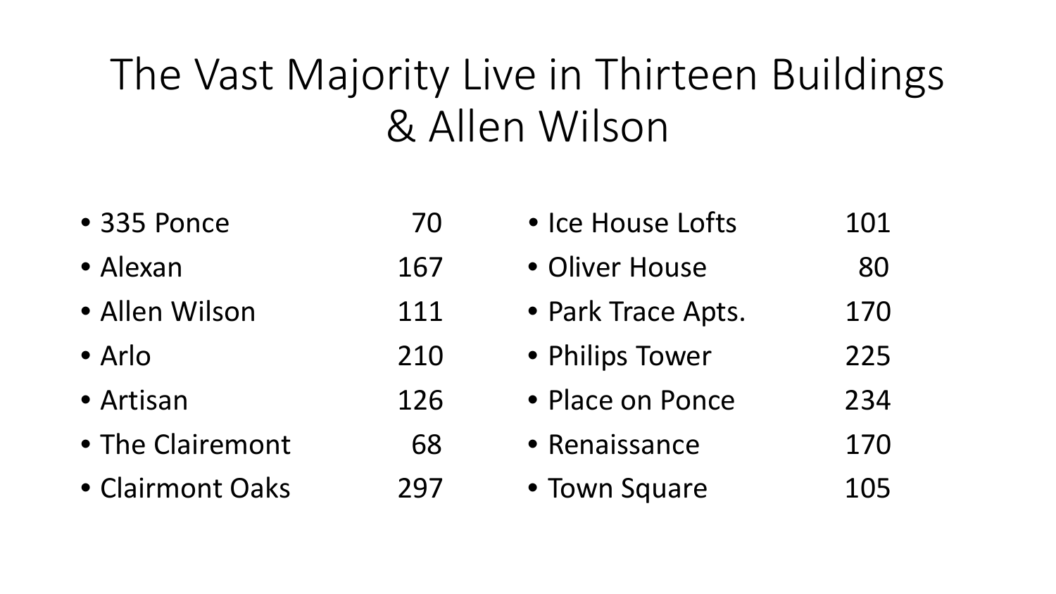# The Vast Majority Live in Thirteen Buildings & Allen Wilson

- 335 Ponce 70
- Alexan 167
- Allen Wilson 111
- Arlo 210
- Artisan 126
- The Clairemont 68
- Clairmont Oaks 297
- Ice House Lofts 101
- Oliver House 80
- Park Trace Apts. 170
- Philips Tower 225
- Place on Ponce 234
- Renaissance 170
- Town Square 105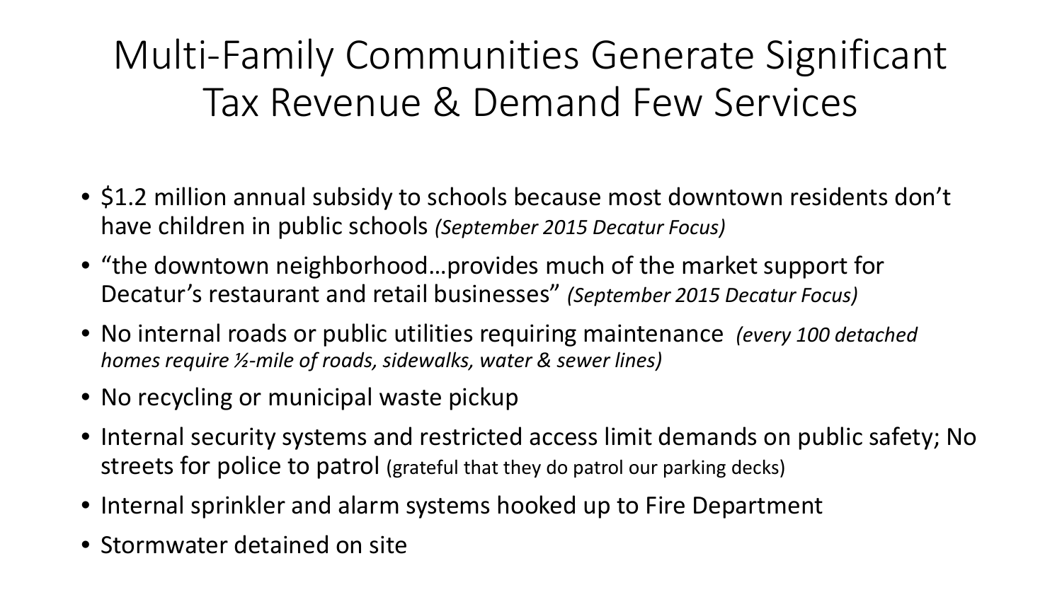# Multi-Family Communities Generate Significant Tax Revenue & Demand Few Services

- $1.2 million annual subsidy to schools because most downtown residents don’t have children in public schools *(September 2015 Decatur Focus)*
- “the downtown neighborhood…provides much of the market support for Decatur’s restaurant and retail businesses” *(September 2015 Decatur Focus)*
- No internal roads or public utilities requiring maintenance *(every 100 detached homes require ½-mile of roads, sidewalks, water & sewer lines)*
- No recycling or municipal waste pickup
- Internal security systems and restricted access limit demands on public safety; No streets for police to patrol (grateful that they do patrol our parking decks)
- Internal sprinkler and alarm systems hooked up to Fire Department
- Stormwater detained on site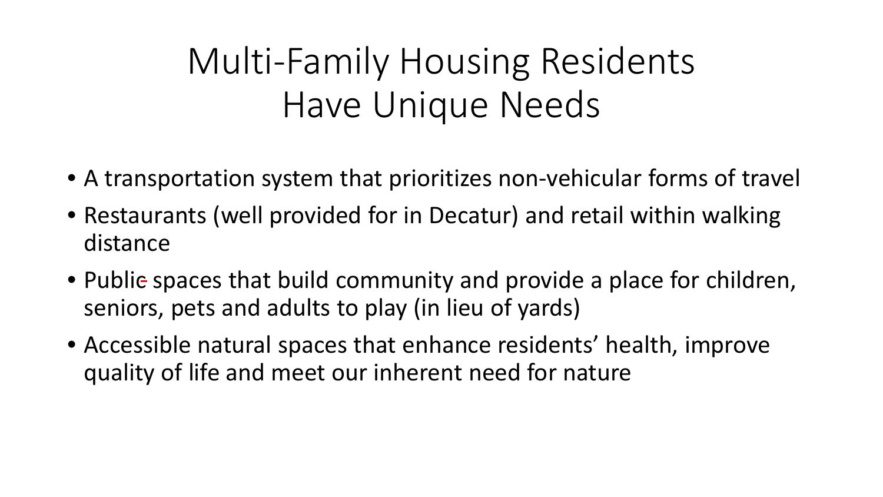# Multi-Family Housing Residents Have Unique Needs

- A transportation system that prioritizes non-vehicular forms of travel
- Restaurants (well provided for in Decatur) and retail within walking distance
- Public spaces that build community and provide a place for children, seniors, pets and adults to play (in lieu of yards)
- Accessible natural spaces that enhance residents' health, improve quality of life and meet our inherent need for nature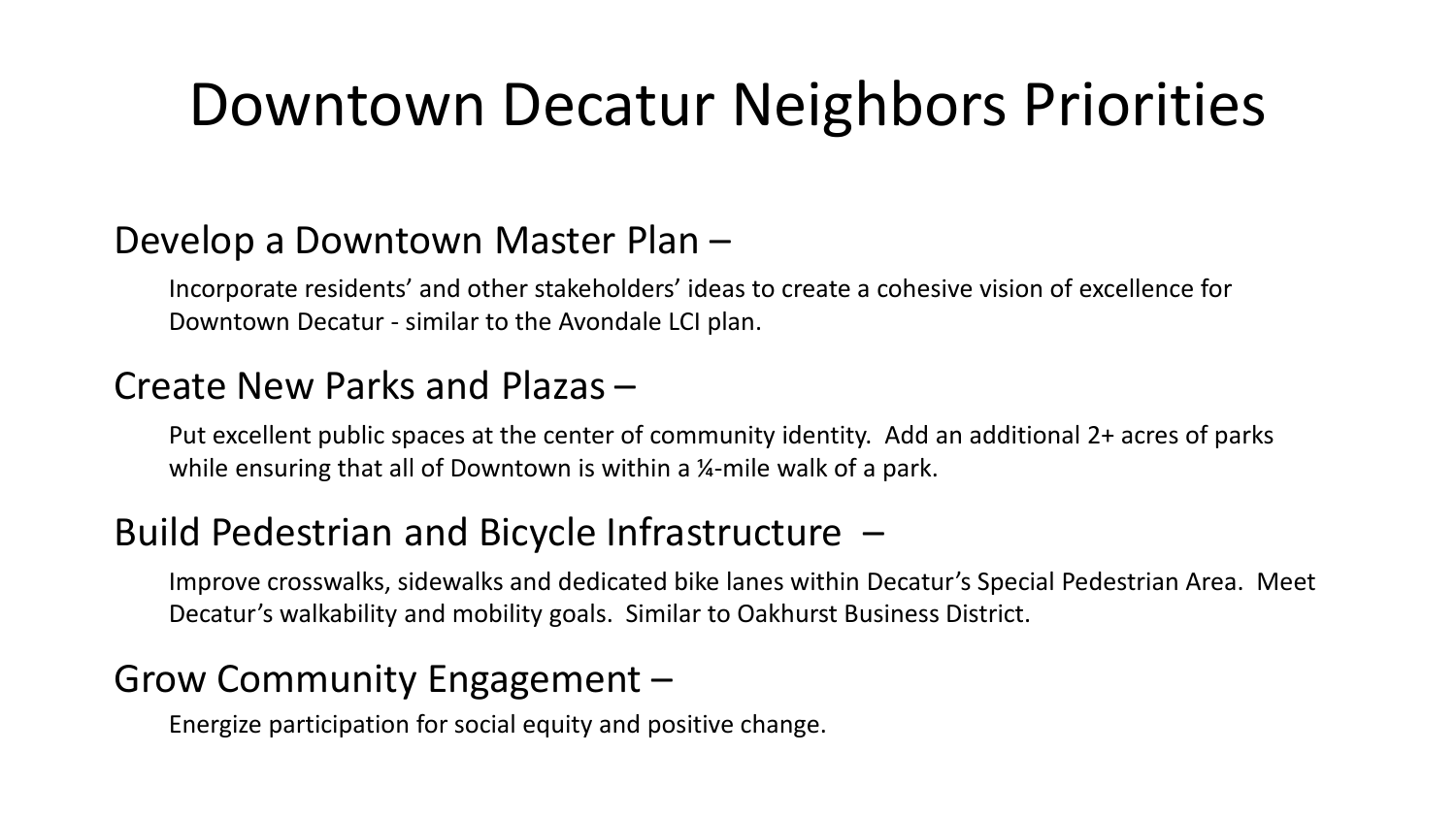# Downtown Decatur Neighbors Priorities

## Develop a Downtown Master Plan –

Incorporate residents' and other stakeholders' ideas to create a cohesive vision of excellence for Downtown Decatur - similar to the Avondale LCI plan.

## Create New Parks and Plazas –

Put excellent public spaces at the center of community identity. Add an additional 2+ acres of parks while ensuring that all of Downtown is within a ¼-mile walk of a park.

## Build Pedestrian and Bicycle Infrastructure –

Improve crosswalks, sidewalks and dedicated bike lanes within Decatur's Special Pedestrian Area. Meet Decatur's walkability and mobility goals. Similar to Oakhurst Business District.

## Grow Community Engagement –

Energize participation for social equity and positive change.